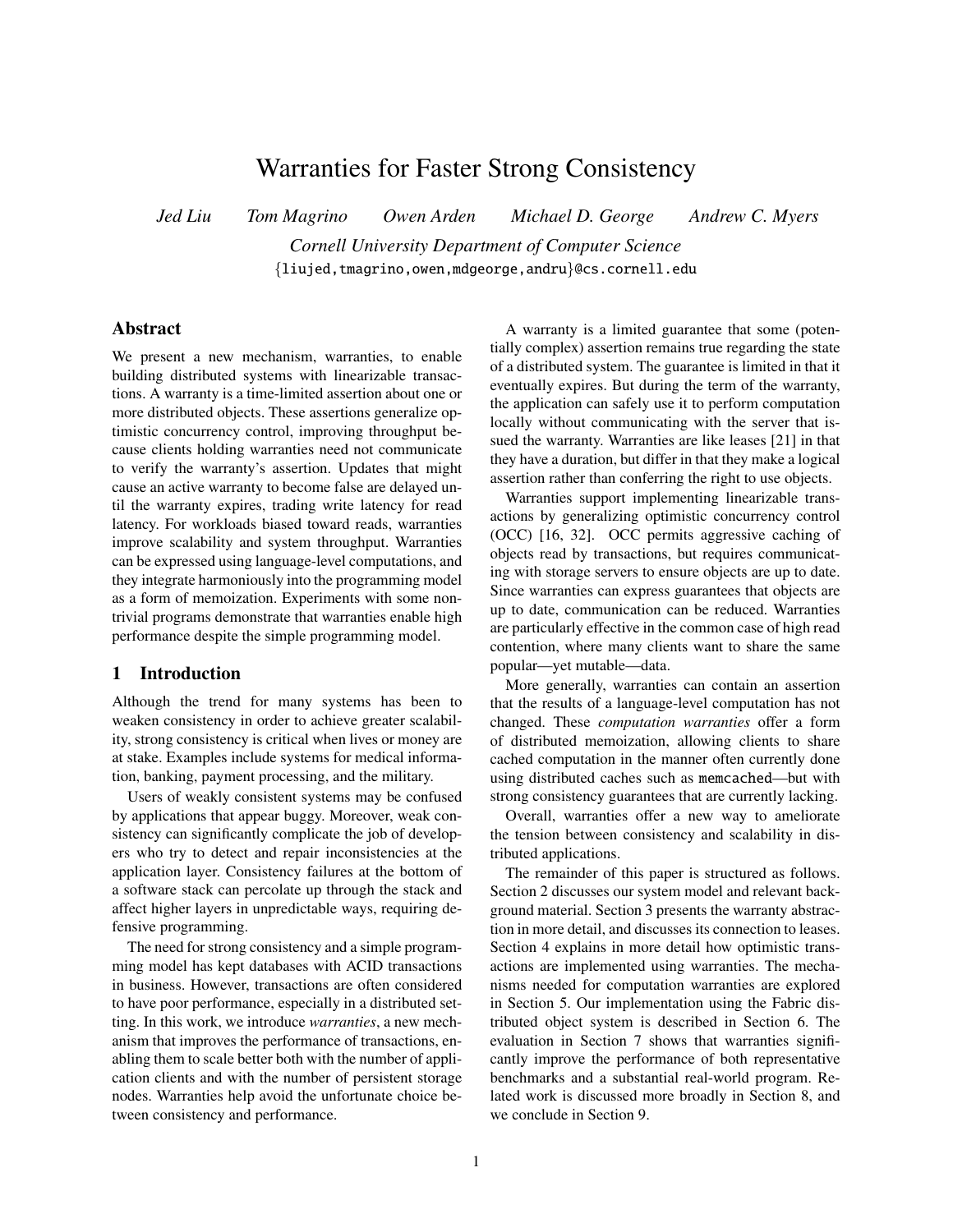# Warranties for Faster Strong Consistency

*Jed Liu* *Tom Magrino* *Owen Arden* *Michael D. George* *Andrew C. Myers*

*Cornell University Department of Computer Science*

{liujed,tmagrino,owen,mdgeorge,andru}@cs.cornell.edu

## Abstract

We present a new mechanism, warranties, to enable building distributed systems with linearizable transactions. A warranty is a time-limited assertion about one or more distributed objects. These assertions generalize optimistic concurrency control, improving throughput because clients holding warranties need not communicate to verify the warranty's assertion. Updates that might cause an active warranty to become false are delayed until the warranty expires, trading write latency for read latency. For workloads biased toward reads, warranties improve scalability and system throughput. Warranties can be expressed using language-level computations, and they integrate harmoniously into the programming model as a form of memoization. Experiments with some nontrivial programs demonstrate that warranties enable high performance despite the simple programming model.

## 1 Introduction

Although the trend for many systems has been to weaken consistency in order to achieve greater scalability, strong consistency is critical when lives or money are at stake. Examples include systems for medical information, banking, payment processing, and the military.

Users of weakly consistent systems may be confused by applications that appear buggy. Moreover, weak consistency can significantly complicate the job of developers who try to detect and repair inconsistencies at the application layer. Consistency failures at the bottom of a software stack can percolate up through the stack and affect higher layers in unpredictable ways, requiring defensive programming.

The need for strong consistency and a simple programming model has kept databases with ACID transactions in business. However, transactions are often considered to have poor performance, especially in a distributed setting. In this work, we introduce *warranties*, a new mechanism that improves the performance of transactions, enabling them to scale better both with the number of application clients and with the number of persistent storage nodes. Warranties help avoid the unfortunate choice between consistency and performance.

A warranty is a limited guarantee that some (potentially complex) assertion remains true regarding the state of a distributed system. The guarantee is limited in that it eventually expires. But during the term of the warranty, the application can safely use it to perform computation locally without communicating with the server that issued the warranty. Warranties are like leases [21] in that they have a duration, but differ in that they make a logical assertion rather than conferring the right to use objects.

Warranties support implementing linearizable transactions by generalizing optimistic concurrency control (OCC) [16, 32]. OCC permits aggressive caching of objects read by transactions, but requires communicating with storage servers to ensure objects are up to date. Since warranties can express guarantees that objects are up to date, communication can be reduced. Warranties are particularly effective in the common case of high read contention, where many clients want to share the same popular—yet mutable—data.

More generally, warranties can contain an assertion that the results of a language-level computation has not changed. These *computation warranties* offer a form of distributed memoization, allowing clients to share cached computation in the manner often currently done using distributed caches such as `memcached`—but with strong consistency guarantees that are currently lacking.

Overall, warranties offer a new way to ameliorate the tension between consistency and scalability in distributed applications.

The remainder of this paper is structured as follows. Section 2 discusses our system model and relevant background material. Section 3 presents the warranty abstraction in more detail, and discusses its connection to leases. Section 4 explains in more detail how optimistic transactions are implemented using warranties. The mechanisms needed for computation warranties are explored in Section 5. Our implementation using the Fabric distributed object system is described in Section 6. The evaluation in Section 7 shows that warranties significantly improve the performance of both representative benchmarks and a substantial real-world program. Related work is discussed more broadly in Section 8, and we conclude in Section 9.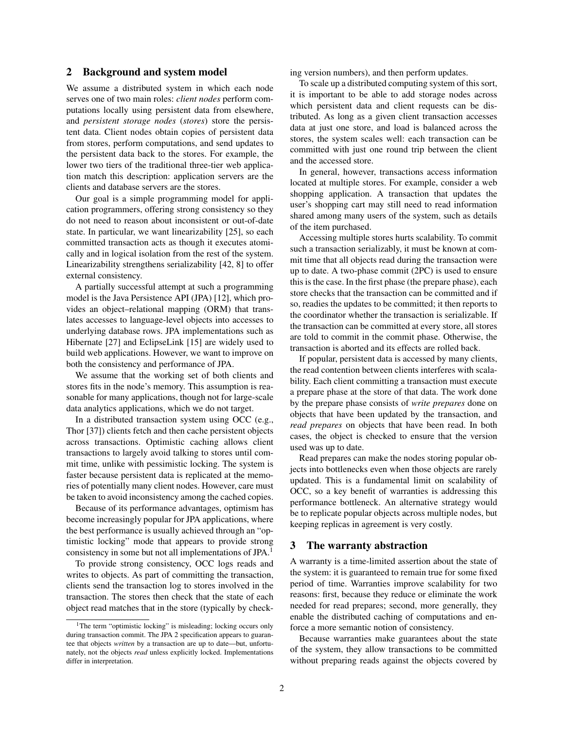## 2 Background and system model

We assume a distributed system in which each node serves one of two main roles: *client nodes* perform computations locally using persistent data from elsewhere, and *persistent storage nodes* (*stores*) store the persistent data. Client nodes obtain copies of persistent data from stores, perform computations, and send updates to the persistent data back to the stores. For example, the lower two tiers of the traditional three-tier web application match this description: application servers are the clients and database servers are the stores.

Our goal is a simple programming model for application programmers, offering strong consistency so they do not need to reason about inconsistent or out-of-date state. In particular, we want linearizability [25], so each committed transaction acts as though it executes atomically and in logical isolation from the rest of the system. Linearizability strengthens serializability [42, 8] to offer external consistency.

A partially successful attempt at such a programming model is the Java Persistence API (JPA) [12], which provides an object–relational mapping (ORM) that translates accesses to language-level objects into accesses to underlying database rows. JPA implementations such as Hibernate [27] and EclipseLink [15] are widely used to build web applications. However, we want to improve on both the consistency and performance of JPA.

We assume that the working set of both clients and stores fits in the node's memory. This assumption is reasonable for many applications, though not for large-scale data analytics applications, which we do not target.

In a distributed transaction system using OCC (e.g., Thor [37]) clients fetch and then cache persistent objects across transactions. Optimistic caching allows client transactions to largely avoid talking to stores until commit time, unlike with pessimistic locking. The system is faster because persistent data is replicated at the memories of potentially many client nodes. However, care must be taken to avoid inconsistency among the cached copies.

Because of its performance advantages, optimism has become increasingly popular for JPA applications, where the best performance is usually achieved through an "optimistic locking" mode that appears to provide strong consistency in some but not all implementations of JPA.[1]

To provide strong consistency, OCC logs reads and writes to objects. As part of committing the transaction, clients send the transaction log to stores involved in the transaction. The stores then check that the state of each object read matches that in the store (typically by checking version numbers), and then perform updates.

To scale up a distributed computing system of this sort, it is important to be able to add storage nodes across which persistent data and client requests can be distributed. As long as a given client transaction accesses data at just one store, and load is balanced across the stores, the system scales well: each transaction can be committed with just one round trip between the client and the accessed store.

In general, however, transactions access information located at multiple stores. For example, consider a web shopping application. A transaction that updates the user's shopping cart may still need to read information shared among many users of the system, such as details of the item purchased.

Accessing multiple stores hurts scalability. To commit such a transaction serializably, it must be known at commit time that all objects read during the transaction were up to date. A two-phase commit (2PC) is used to ensure this is the case. In the first phase (the prepare phase), each store checks that the transaction can be committed and if so, readies the updates to be committed; it then reports to the coordinator whether the transaction is serializable. If the transaction can be committed at every store, all stores are told to commit in the commit phase. Otherwise, the transaction is aborted and its effects are rolled back.

If popular, persistent data is accessed by many clients, the read contention between clients interferes with scalability. Each client committing a transaction must execute a prepare phase at the store of that data. The work done by the prepare phase consists of *write prepares* done on objects that have been updated by the transaction, and *read prepares* on objects that have been read. In both cases, the object is checked to ensure that the version used was up to date.

Read prepares can make the nodes storing popular objects into bottlenecks even when those objects are rarely updated. This is a fundamental limit on scalability of OCC, so a key benefit of warranties is addressing this performance bottleneck. An alternative strategy would be to replicate popular objects across multiple nodes, but keeping replicas in agreement is very costly.

## 3 The warranty abstraction

A warranty is a time-limited assertion about the state of the system: it is guaranteed to remain true for some fixed period of time. Warranties improve scalability for two reasons: first, because they reduce or eliminate the work needed for read prepares; second, more generally, they enable the distributed caching of computations and enforce a more semantic notion of consistency.

Because warranties make guarantees about the state of the system, they allow transactions to be committed without preparing reads against the objects covered by

[1] The term "optimistic locking" is misleading; locking occurs only during transaction commit. The JPA 2 specification appears to guarantee that objects *written* by a transaction are up to date—but, unfortunately, not the objects *read* unless explicitly locked. Implementations differ in interpretation.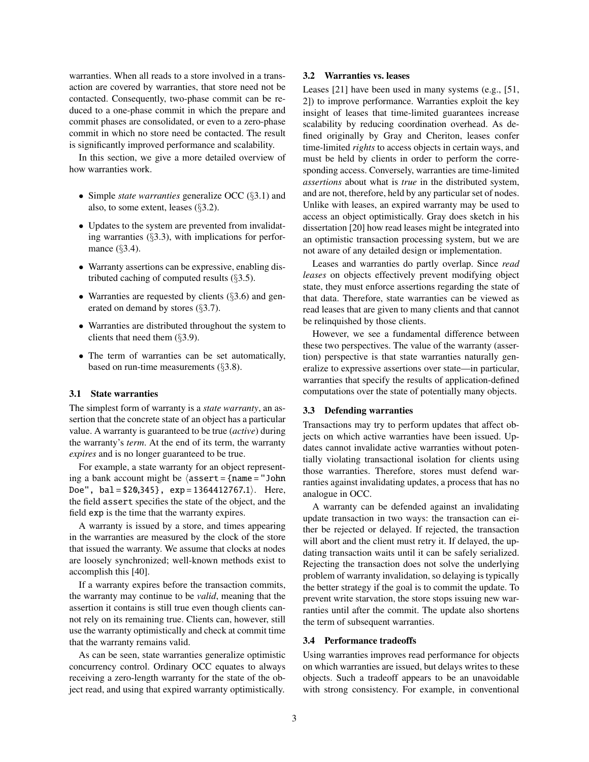warranties. When all reads to a store involved in a transaction are covered by warranties, that store need not be contacted. Consequently, two-phase commit can be reduced to a one-phase commit in which the prepare and commit phases are consolidated, or even to a zero-phase commit in which no store need be contacted. The result is significantly improved performance and scalability.

In this section, we give a more detailed overview of how warranties work.

- Simple *state warranties* generalize OCC (§3.1) and also, to some extent, leases (§3.2).
- Updates to the system are prevented from invalidating warranties (§3.3), with implications for performance (§3.4).
- Warranty assertions can be expressive, enabling distributed caching of computed results (§3.5).
- Warranties are requested by clients (§3.6) and generated on demand by stores (§3.7).
- Warranties are distributed throughout the system to clients that need them (§3.9).
- The term of warranties can be set automatically, based on run-time measurements (§3.8).

### 3.1 State warranties

The simplest form of warranty is a *state warranty*, an assertion that the concrete state of an object has a particular value. A warranty is guaranteed to be true (*active*) during the warranty's *term*. At the end of its term, the warranty *expires* and is no longer guaranteed to be true.

For example, a state warranty for an object representing a bank account might be ⟨`assert = {name = "John Doe", bal = $20,345}, exp = 1364412767.1`⟩. Here, the field `assert` specifies the state of the object, and the field `exp` is the time that the warranty expires.

A warranty is issued by a store, and times appearing in the warranties are measured by the clock of the store that issued the warranty. We assume that clocks at nodes are loosely synchronized; well-known methods exist to accomplish this [40].

If a warranty expires before the transaction commits, the warranty may continue to be *valid*, meaning that the assertion it contains is still true even though clients cannot rely on its remaining true. Clients can, however, still use the warranty optimistically and check at commit time that the warranty remains valid.

As can be seen, state warranties generalize optimistic concurrency control. Ordinary OCC equates to always receiving a zero-length warranty for the state of the object read, and using that expired warranty optimistically.

### 3.2 Warranties vs. leases

Leases [21] have been used in many systems (e.g., [51, 2]) to improve performance. Warranties exploit the key insight of leases that time-limited guarantees increase scalability by reducing coordination overhead. As defined originally by Gray and Cheriton, leases confer time-limited *rights* to access objects in certain ways, and must be held by clients in order to perform the corresponding access. Conversely, warranties are time-limited *assertions* about what is *true* in the distributed system, and are not, therefore, held by any particular set of nodes. Unlike with leases, an expired warranty may be used to access an object optimistically. Gray does sketch in his dissertation [20] how read leases might be integrated into an optimistic transaction processing system, but we are not aware of any detailed design or implementation.

Leases and warranties do partly overlap. Since *read leases* on objects effectively prevent modifying object state, they must enforce assertions regarding the state of that data. Therefore, state warranties can be viewed as read leases that are given to many clients and that cannot be relinquished by those clients.

However, we see a fundamental difference between these two perspectives. The value of the warranty (assertion) perspective is that state warranties naturally generalize to expressive assertions over state—in particular, warranties that specify the results of application-defined computations over the state of potentially many objects.

### 3.3 Defending warranties

Transactions may try to perform updates that affect objects on which active warranties have been issued. Updates cannot invalidate active warranties without potentially violating transactional isolation for clients using those warranties. Therefore, stores must defend warranties against invalidating updates, a process that has no analogue in OCC.

A warranty can be defended against an invalidating update transaction in two ways: the transaction can either be rejected or delayed. If rejected, the transaction will abort and the client must retry it. If delayed, the updating transaction waits until it can be safely serialized. Rejecting the transaction does not solve the underlying problem of warranty invalidation, so delaying is typically the better strategy if the goal is to commit the update. To prevent write starvation, the store stops issuing new warranties until after the commit. The update also shortens the term of subsequent warranties.

### 3.4 Performance tradeoffs

Using warranties improves read performance for objects on which warranties are issued, but delays writes to these objects. Such a tradeoff appears to be an unavoidable with strong consistency. For example, in conventional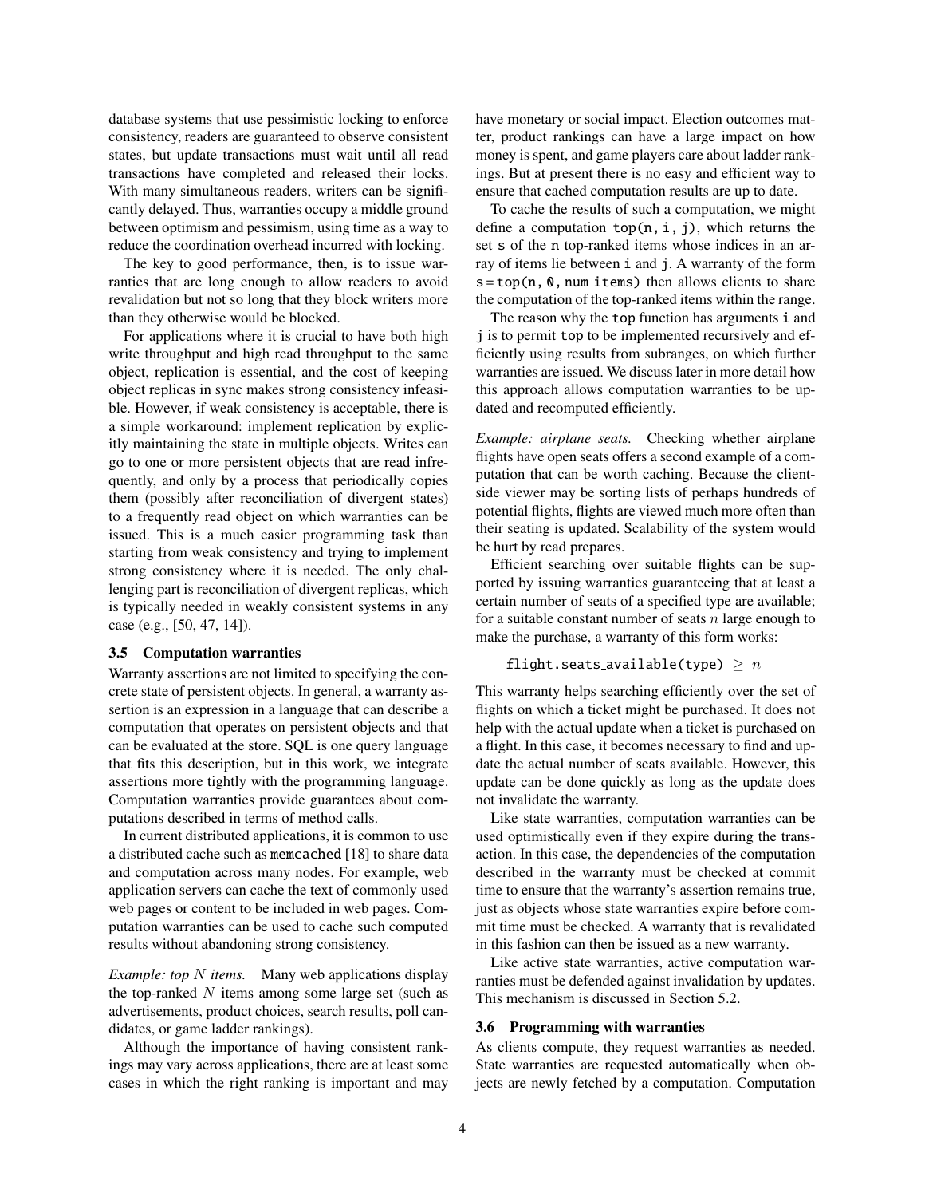database systems that use pessimistic locking to enforce consistency, readers are guaranteed to observe consistent states, but update transactions must wait until all read transactions have completed and released their locks. With many simultaneous readers, writers can be significantly delayed. Thus, warranties occupy a middle ground between optimism and pessimism, using time as a way to reduce the coordination overhead incurred with locking.

The key to good performance, then, is to issue warranties that are long enough to allow readers to avoid revalidation but not so long that they block writers more than they otherwise would be blocked.

For applications where it is crucial to have both high write throughput and high read throughput to the same object, replication is essential, and the cost of keeping object replicas in sync makes strong consistency infeasible. However, if weak consistency is acceptable, there is a simple workaround: implement replication by explicitly maintaining the state in multiple objects. Writes can go to one or more persistent objects that are read infrequently, and only by a process that periodically copies them (possibly after reconciliation of divergent states) to a frequently read object on which warranties can be issued. This is a much easier programming task than starting from weak consistency and trying to implement strong consistency where it is needed. The only challenging part is reconciliation of divergent replicas, which is typically needed in weakly consistent systems in any case (e.g., [50, 47, 14]).

### 3.5 Computation warranties

Warranty assertions are not limited to specifying the concrete state of persistent objects. In general, a warranty assertion is an expression in a language that can describe a computation that operates on persistent objects and that can be evaluated at the store. SQL is one query language that fits this description, but in this work, we integrate assertions more tightly with the programming language. Computation warranties provide guarantees about computations described in terms of method calls.

In current distributed applications, it is common to use a distributed cache such as `memcached` [18] to share data and computation across many nodes. For example, web application servers can cache the text of commonly used web pages or content to be included in web pages. Computation warranties can be used to cache such computed results without abandoning strong consistency.

*Example: top $N$ items.* Many web applications display the top-ranked $N$ items among some large set (such as advertisements, product choices, search results, poll candidates, or game ladder rankings).

Although the importance of having consistent rankings may vary across applications, there are at least some cases in which the right ranking is important and may have monetary or social impact. Election outcomes matter, product rankings can have a large impact on how money is spent, and game players care about ladder rankings. But at present there is no easy and efficient way to ensure that cached computation results are up to date.

To cache the results of such a computation, we might define a computation `top(n, i, j)`, which returns the set `s` of the `n` top-ranked items whose indices in an array of items lie between `i` and `j`. A warranty of the form `s = top(n, 0, num_items)` then allows clients to share the computation of the top-ranked items within the range.

The reason why the `top` function has arguments `i` and `j` is to permit `top` to be implemented recursively and efficiently using results from subranges, on which further warranties are issued. We discuss later in more detail how this approach allows computation warranties to be updated and recomputed efficiently.

*Example: airplane seats.* Checking whether airplane flights have open seats offers a second example of a computation that can be worth caching. Because the client-side viewer may be sorting lists of perhaps hundreds of potential flights, flights are viewed much more often than their seating is updated. Scalability of the system would be hurt by read prepares.

Efficient searching over suitable flights can be supported by issuing warranties guaranteeing that at least a certain number of seats of a specified type are available; for a suitable constant number of seats $n$ large enough to make the purchase, a warranty of this form works:

```
flight.seats_available(type) ≥ n
```

This warranty helps searching efficiently over the set of flights on which a ticket might be purchased. It does not help with the actual update when a ticket is purchased on a flight. In this case, it becomes necessary to find and update the actual number of seats available. However, this update can be done quickly as long as the update does not invalidate the warranty.

Like state warranties, computation warranties can be used optimistically even if they expire during the transaction. In this case, the dependencies of the computation described in the warranty must be checked at commit time to ensure that the warranty's assertion remains true, just as objects whose state warranties expire before commit time must be checked. A warranty that is revalidated in this fashion can then be issued as a new warranty.

Like active state warranties, active computation warranties must be defended against invalidation by updates. This mechanism is discussed in Section 5.2.

### 3.6 Programming with warranties

As clients compute, they request warranties as needed. State warranties are requested automatically when objects are newly fetched by a computation. Computation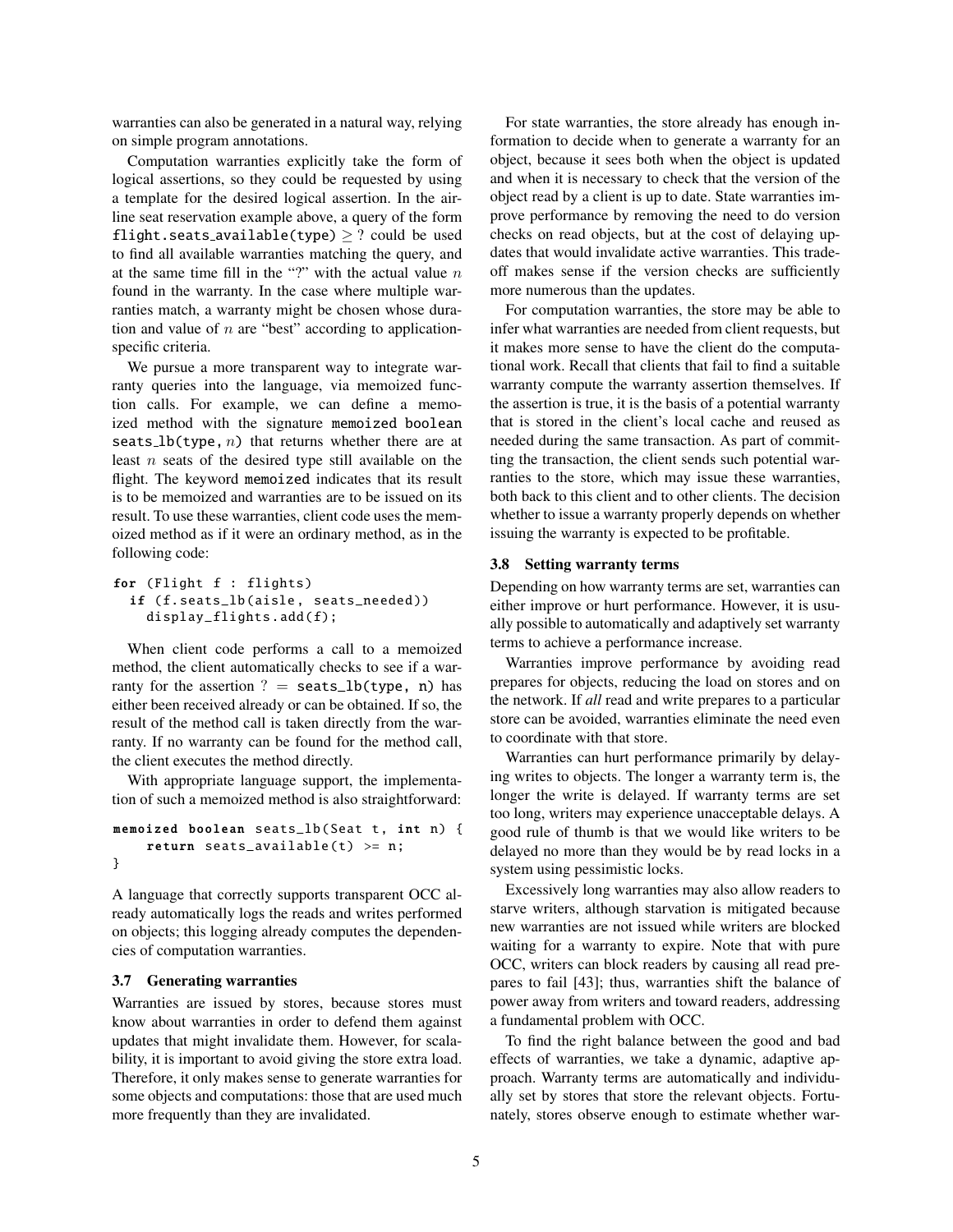warranties can also be generated in a natural way, relying on simple program annotations.

Computation warranties explicitly take the form of logical assertions, so they could be requested by using a template for the desired logical assertion. In the airline seat reservation example above, a query of the form flight.seats_available(type) $\geq$ ? could be used to find all available warranties matching the query, and at the same time fill in the "?" with the actual value $n$ found in the warranty. In the case where multiple warranties match, a warranty might be chosen whose duration and value of $n$ are "best" according to application-specific criteria.

We pursue a more transparent way to integrate warranty queries into the language, via memoized function calls. For example, we can define a memoized method with the signature memoized boolean seats_lb(type, $n$) that returns whether there are at least $n$ seats of the desired type still available on the flight. The keyword memoized indicates that its result is to be memoized and warranties are to be issued on its result. To use these warranties, client code uses the memoized method as if it were an ordinary method, as in the following code:

```
for (Flight f : flights)
  if (f.seats_lb(aisle, seats_needed))
    display_flights.add(f);
```

When client code performs a call to a memoized method, the client automatically checks to see if a warranty for the assertion ? = seats_lb(type, n) has either been received already or can be obtained. If so, the result of the method call is taken directly from the warranty. If no warranty can be found for the method call, the client executes the method directly.

With appropriate language support, the implementation of such a memoized method is also straightforward:

```
memoized boolean seats_lb(Seat t, int n) {
    return seats_available(t) >= n;
}
```

A language that correctly supports transparent OCC already automatically logs the reads and writes performed on objects; this logging already computes the dependencies of computation warranties.

### 3.7 Generating warranties

Warranties are issued by stores, because stores must know about warranties in order to defend them against updates that might invalidate them. However, for scalability, it is important to avoid giving the store extra load. Therefore, it only makes sense to generate warranties for some objects and computations: those that are used much more frequently than they are invalidated.

For state warranties, the store already has enough information to decide when to generate a warranty for an object, because it sees both when the object is updated and when it is necessary to check that the version of the object read by a client is up to date. State warranties improve performance by removing the need to do version checks on read objects, but at the cost of delaying updates that would invalidate active warranties. This tradeoff makes sense if the version checks are sufficiently more numerous than the updates.

For computation warranties, the store may be able to infer what warranties are needed from client requests, but it makes more sense to have the client do the computational work. Recall that clients that fail to find a suitable warranty compute the warranty assertion themselves. If the assertion is true, it is the basis of a potential warranty that is stored in the client's local cache and reused as needed during the same transaction. As part of committing the transaction, the client sends such potential warranties to the store, which may issue these warranties, both back to this client and to other clients. The decision whether to issue a warranty properly depends on whether issuing the warranty is expected to be profitable.

### 3.8 Setting warranty terms

Depending on how warranty terms are set, warranties can either improve or hurt performance. However, it is usually possible to automatically and adaptively set warranty terms to achieve a performance increase.

Warranties improve performance by avoiding read prepares for objects, reducing the load on stores and on the network. If *all* read and write prepares to a particular store can be avoided, warranties eliminate the need even to coordinate with that store.

Warranties can hurt performance primarily by delaying writes to objects. The longer a warranty term is, the longer the write is delayed. If warranty terms are set too long, writers may experience unacceptable delays. A good rule of thumb is that we would like writers to be delayed no more than they would be by read locks in a system using pessimistic locks.

Excessively long warranties may also allow readers to starve writers, although starvation is mitigated because new warranties are not issued while writers are blocked waiting for a warranty to expire. Note that with pure OCC, writers can block readers by causing all read prepares to fail [43]; thus, warranties shift the balance of power away from writers and toward readers, addressing a fundamental problem with OCC.

To find the right balance between the good and bad effects of warranties, we take a dynamic, adaptive approach. Warranty terms are automatically and individually set by stores that store the relevant objects. Fortunately, stores observe enough to estimate whether war-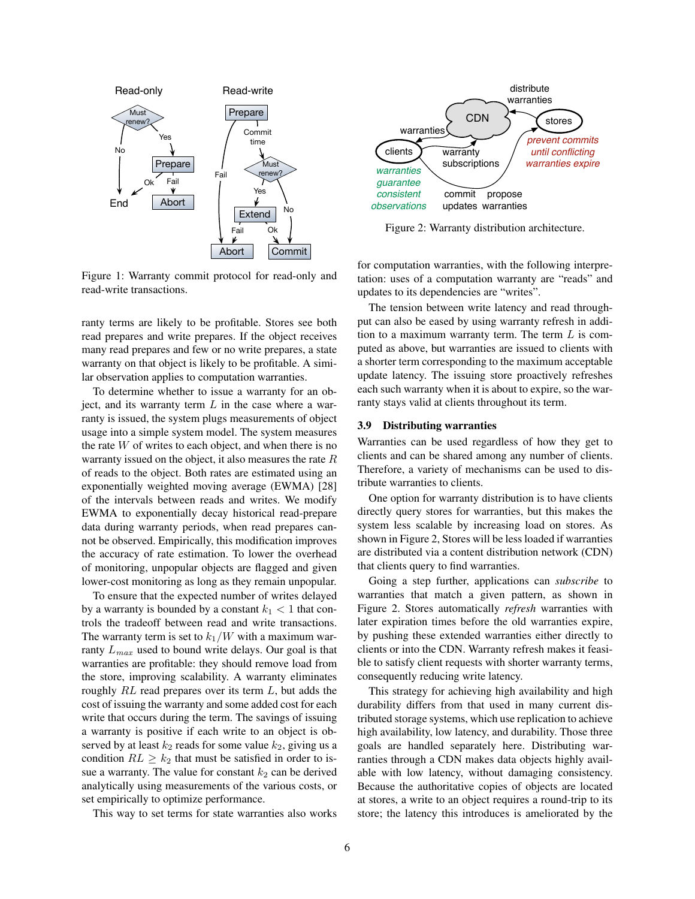Figure 1: Warranty commit protocol for read-only and read-write transactions.

ranty terms are likely to be profitable. Stores see both read prepares and write prepares. If the object receives many read prepares and few or no write prepares, a state warranty on that object is likely to be profitable. A similar observation applies to computation warranties.

To determine whether to issue a warranty for an object, and its warranty term $L$ in the case where a warranty is issued, the system plugs measurements of object usage into a simple system model. The system measures the rate $W$ of writes to each object, and when there is no warranty issued on the object, it also measures the rate $R$ of reads to the object. Both rates are estimated using an exponentially weighted moving average (EWMA) [28] of the intervals between reads and writes. We modify EWMA to exponentially decay historical read-prepare data during warranty periods, when read prepares cannot be observed. Empirically, this modification improves the accuracy of rate estimation. To lower the overhead of monitoring, unpopular objects are flagged and given lower-cost monitoring as long as they remain unpopular.

To ensure that the expected number of writes delayed by a warranty is bounded by a constant $k_1 < 1$ that controls the tradeoff between read and write transactions. The warranty term is set to $k_1/W$ with a maximum warranty $L_{max}$ used to bound write delays. Our goal is that warranties are profitable: they should remove load from the store, improving scalability. A warranty eliminates roughly $RL$ read prepares over its term $L$, but adds the cost of issuing the warranty and some added cost for each write that occurs during the term. The savings of issuing a warranty is positive if each write to an object is observed by at least $k_2$ reads for some value $k_2$, giving us a condition $RL \geq k_2$ that must be satisfied in order to issue a warranty. The value for constant $k_2$ can be derived analytically using measurements of the various costs, or set empirically to optimize performance.

This way to set terms for state warranties also works for computation warranties, with the following interpretation: uses of a computation warranty are "reads" and updates to its dependencies are "writes".

The tension between write latency and read throughput can also be eased by using warranty refresh in addition to a maximum warranty term. The term $L$ is computed as above, but warranties are issued to clients with a shorter term corresponding to the maximum acceptable update latency. The issuing store proactively refreshes each such warranty when it is about to expire, so the warranty stays valid at clients throughout its term.

Figure 2: Warranty distribution architecture.

### 3.9 Distributing warranties

Warranties can be used regardless of how they get to clients and can be shared among any number of clients. Therefore, a variety of mechanisms can be used to distribute warranties to clients.

One option for warranty distribution is to have clients directly query stores for warranties, but this makes the system less scalable by increasing load on stores. As shown in Figure 2, Stores will be less loaded if warranties are distributed via a content distribution network (CDN) that clients query to find warranties.

Going a step further, applications can *subscribe* to warranties that match a given pattern, as shown in Figure 2. Stores automatically *refresh* warranties with later expiration times before the old warranties expire, by pushing these extended warranties either directly to clients or into the CDN. Warranty refresh makes it feasible to satisfy client requests with shorter warranty terms, consequently reducing write latency.

This strategy for achieving high availability and high durability differs from that used in many current distributed storage systems, which use replication to achieve high availability, low latency, and durability. Those three goals are handled separately here. Distributing warranties through a CDN makes data objects highly available with low latency, without damaging consistency. Because the authoritative copies of objects are located at stores, a write to an object requires a round-trip to its store; the latency this introduces is ameliorated by the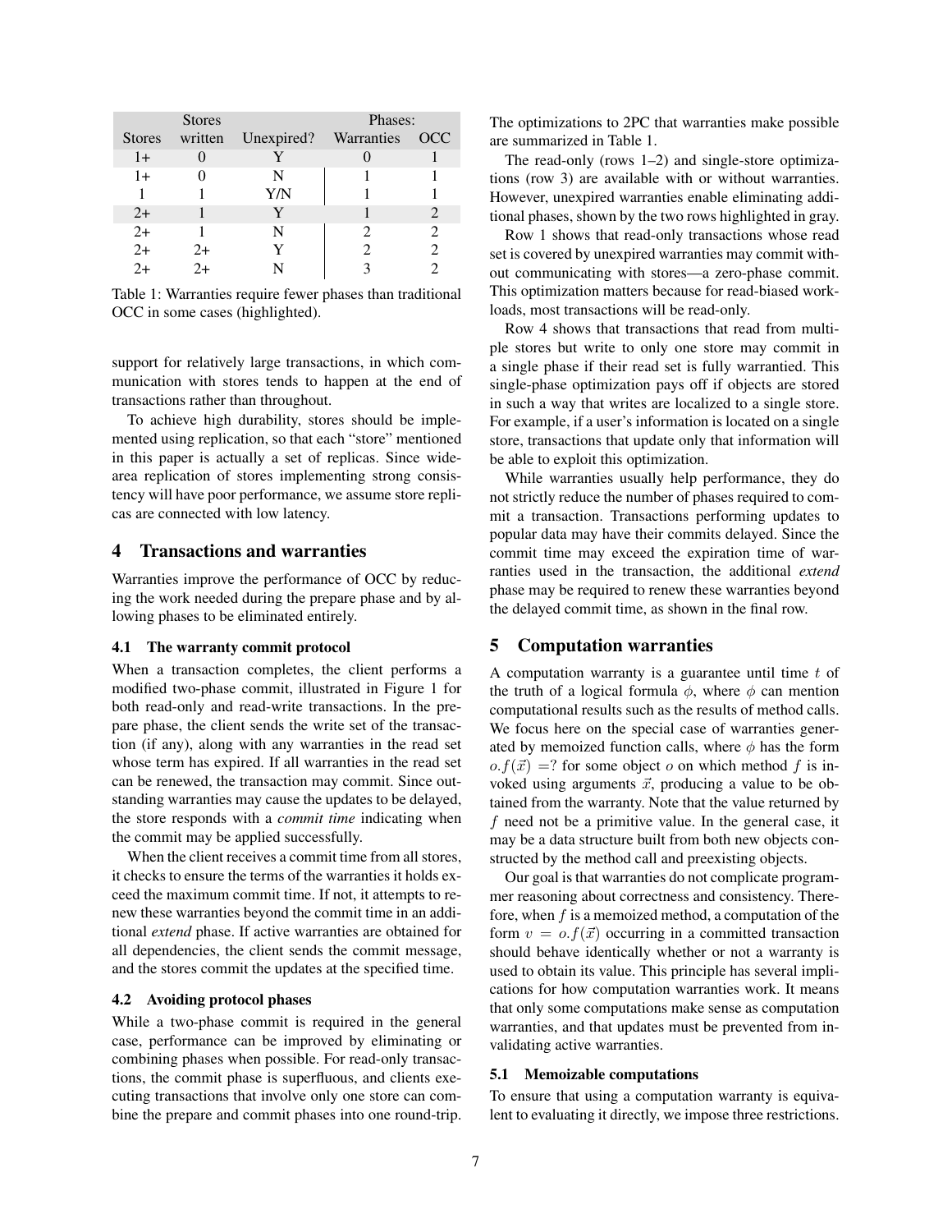| Stores | Stores written | Unexpired? | Phases: Warranties | OCC |
|---|---|---|---|---|
| 1+ | 0 | Y | 0 | 1 |
| 1+ | 0 | N | 1 | 1 |
| 1 | 1 | Y/N | 1 | 1 |
| 2+ | 1 | Y | 1 | 2 |
| 2+ | 1 | N | 2 | 2 |
| 2+ | 2+ | Y | 2 | 2 |
| 2+ | 2+ | N | 3 | 2 |

Table 1: Warranties require fewer phases than traditional OCC in some cases (highlighted).

support for relatively large transactions, in which communication with stores tends to happen at the end of transactions rather than throughout.

To achieve high durability, stores should be implemented using replication, so that each "store" mentioned in this paper is actually a set of replicas. Since wide-area replication of stores implementing strong consistency will have poor performance, we assume store replicas are connected with low latency.

## 4 Transactions and warranties

Warranties improve the performance of OCC by reducing the work needed during the prepare phase and by allowing phases to be eliminated entirely.

### 4.1 The warranty commit protocol

When a transaction completes, the client performs a modified two-phase commit, illustrated in Figure 1 for both read-only and read-write transactions. In the prepare phase, the client sends the write set of the transaction (if any), along with any warranties in the read set whose term has expired. If all warranties in the read set can be renewed, the transaction may commit. Since outstanding warranties may cause the updates to be delayed, the store responds with a *commit time* indicating when the commit may be applied successfully.

When the client receives a commit time from all stores, it checks to ensure the terms of the warranties it holds exceed the maximum commit time. If not, it attempts to renew these warranties beyond the commit time in an additional *extend* phase. If active warranties are obtained for all dependencies, the client sends the commit message, and the stores commit the updates at the specified time.

### 4.2 Avoiding protocol phases

While a two-phase commit is required in the general case, performance can be improved by eliminating or combining phases when possible. For read-only transactions, the commit phase is superfluous, and clients executing transactions that involve only one store can combine the prepare and commit phases into one round-trip. The optimizations to 2PC that warranties make possible are summarized in Table 1.

The read-only (rows 1–2) and single-store optimizations (row 3) are available with or without warranties. However, unexpired warranties enable eliminating additional phases, shown by the two rows highlighted in gray.

Row 1 shows that read-only transactions whose read set is covered by unexpired warranties may commit without communicating with stores—a zero-phase commit. This optimization matters because for read-biased workloads, most transactions will be read-only.

Row 4 shows that transactions that read from multiple stores but write to only one store may commit in a single phase if their read set is fully warrantied. This single-phase optimization pays off if objects are stored in such a way that writes are localized to a single store. For example, if a user's information is located on a single store, transactions that update only that information will be able to exploit this optimization.

While warranties usually help performance, they do not strictly reduce the number of phases required to commit a transaction. Transactions performing updates to popular data may have their commits delayed. Since the commit time may exceed the expiration time of warranties used in the transaction, the additional *extend* phase may be required to renew these warranties beyond the delayed commit time, as shown in the final row.

## 5 Computation warranties

A computation warranty is a guarantee until time $t$ of the truth of a logical formula $\phi$, where $\phi$ can mention computational results such as the results of method calls. We focus here on the special case of warranties generated by memoized function calls, where $\phi$ has the form $o.f(\vec{x}) = ?$ for some object $o$ on which method $f$ is invoked using arguments $\vec{x}$, producing a value to be obtained from the warranty. Note that the value returned by $f$ need not be a primitive value. In the general case, it may be a data structure built from both new objects constructed by the method call and preexisting objects.

Our goal is that warranties do not complicate programmer reasoning about correctness and consistency. Therefore, when $f$ is a memoized method, a computation of the form $v = o.f(\vec{x})$ occurring in a committed transaction should behave identically whether or not a warranty is used to obtain its value. This principle has several implications for how computation warranties work. It means that only some computations make sense as computation warranties, and that updates must be prevented from invalidating active warranties.

### 5.1 Memoizable computations

To ensure that using a computation warranty is equivalent to evaluating it directly, we impose three restrictions.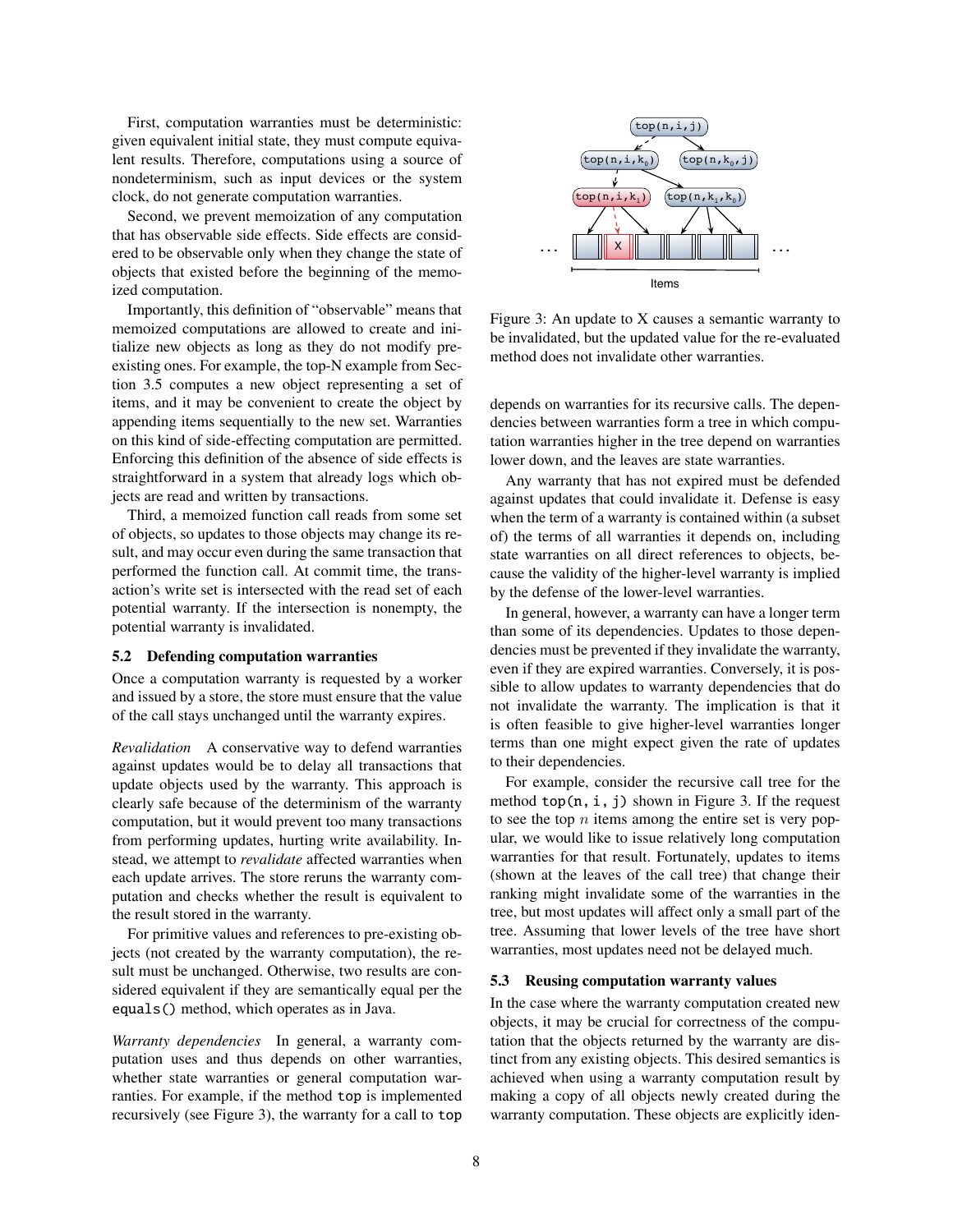First, computation warranties must be deterministic: given equivalent initial state, they must compute equivalent results. Therefore, computations using a source of nondeterminism, such as input devices or the system clock, do not generate computation warranties.

Second, we prevent memoization of any computation that has observable side effects. Side effects are considered to be observable only when they change the state of objects that existed before the beginning of the memoized computation.

Importantly, this definition of "observable" means that memoized computations are allowed to create and initialize new objects as long as they do not modify preexisting ones. For example, the top-N example from Section 3.5 computes a new object representing a set of items, and it may be convenient to create the object by appending items sequentially to the new set. Warranties on this kind of side-effecting computation are permitted. Enforcing this definition of the absence of side effects is straightforward in a system that already logs which objects are read and written by transactions.

Third, a memoized function call reads from some set of objects, so updates to those objects may change its result, and may occur even during the same transaction that performed the function call. At commit time, the transaction's write set is intersected with the read set of each potential warranty. If the intersection is nonempty, the potential warranty is invalidated.

### 5.2 Defending computation warranties

Once a computation warranty is requested by a worker and issued by a store, the store must ensure that the value of the call stays unchanged until the warranty expires.

*Revalidation* A conservative way to defend warranties against updates would be to delay all transactions that update objects used by the warranty. This approach is clearly safe because of the determinism of the warranty computation, but it would prevent too many transactions from performing updates, hurting write availability. Instead, we attempt to *revalidate* affected warranties when each update arrives. The store reruns the warranty computation and checks whether the result is equivalent to the result stored in the warranty.

For primitive values and references to pre-existing objects (not created by the warranty computation), the result must be unchanged. Otherwise, two results are considered equivalent if they are semantically equal per the `equals()` method, which operates as in Java.

*Warranty dependencies* In general, a warranty computation uses and thus depends on other warranties, whether state warranties or general computation warranties. For example, if the method `top` is implemented recursively (see Figure 3), the warranty for a call to `top` depends on warranties for its recursive calls. The dependencies between warranties form a tree in which computation warranties higher in the tree depend on warranties lower down, and the leaves are state warranties.

Figure 3: An update to X causes a semantic warranty to be invalidated, but the updated value for the re-evaluated method does not invalidate other warranties.

Any warranty that has not expired must be defended against updates that could invalidate it. Defense is easy when the term of a warranty is contained within (a subset of) the terms of all warranties it depends on, including state warranties on all direct references to objects, because the validity of the higher-level warranty is implied by the defense of the lower-level warranties.

In general, however, a warranty can have a longer term than some of its dependencies. Updates to those dependencies must be prevented if they invalidate the warranty, even if they are expired warranties. Conversely, it is possible to allow updates to warranty dependencies that do not invalidate the warranty. The implication is that it is often feasible to give higher-level warranties longer terms than one might expect given the rate of updates to their dependencies.

For example, consider the recursive call tree for the method `top(n, i, j)` shown in Figure 3. If the request to see the top $n$ items among the entire set is very popular, we would like to issue relatively long computation warranties for that result. Fortunately, updates to items (shown at the leaves of the call tree) that change their ranking might invalidate some of the warranties in the tree, but most updates will affect only a small part of the tree. Assuming that lower levels of the tree have short warranties, most updates need not be delayed much.

### 5.3 Reusing computation warranty values

In the case where the warranty computation created new objects, it may be crucial for correctness of the computation that the objects returned by the warranty are distinct from any existing objects. This desired semantics is achieved when using a warranty computation result by making a copy of all objects newly created during the warranty computation. These objects are explicitly iden-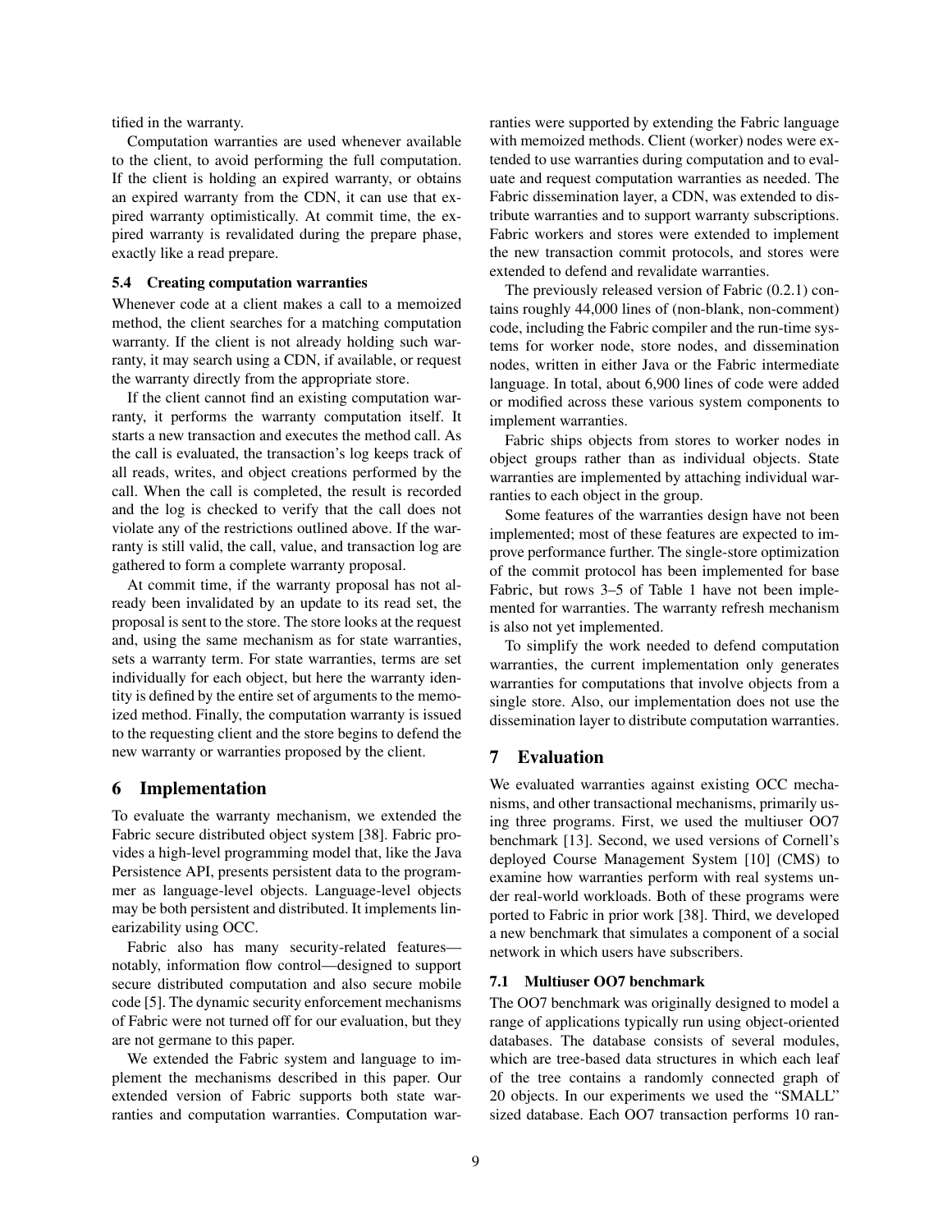tified in the warranty.

Computation warranties are used whenever available to the client, to avoid performing the full computation. If the client is holding an expired warranty, or obtains an expired warranty from the CDN, it can use that expired warranty optimistically. At commit time, the expired warranty is revalidated during the prepare phase, exactly like a read prepare.

### 5.4 Creating computation warranties

Whenever code at a client makes a call to a memoized method, the client searches for a matching computation warranty. If the client is not already holding such warranty, it may search using a CDN, if available, or request the warranty directly from the appropriate store.

If the client cannot find an existing computation warranty, it performs the warranty computation itself. It starts a new transaction and executes the method call. As the call is evaluated, the transaction's log keeps track of all reads, writes, and object creations performed by the call. When the call is completed, the result is recorded and the log is checked to verify that the call does not violate any of the restrictions outlined above. If the warranty is still valid, the call, value, and transaction log are gathered to form a complete warranty proposal.

At commit time, if the warranty proposal has not already been invalidated by an update to its read set, the proposal is sent to the store. The store looks at the request and, using the same mechanism as for state warranties, sets a warranty term. For state warranties, terms are set individually for each object, but here the warranty identity is defined by the entire set of arguments to the memoized method. Finally, the computation warranty is issued to the requesting client and the store begins to defend the new warranty or warranties proposed by the client.

## 6 Implementation

To evaluate the warranty mechanism, we extended the Fabric secure distributed object system [38]. Fabric provides a high-level programming model that, like the Java Persistence API, presents persistent data to the programmer as language-level objects. Language-level objects may be both persistent and distributed. It implements linearizability using OCC.

Fabric also has many security-related features—notably, information flow control—designed to support secure distributed computation and also secure mobile code [5]. The dynamic security enforcement mechanisms of Fabric were not turned off for our evaluation, but they are not germane to this paper.

We extended the Fabric system and language to implement the mechanisms described in this paper. Our extended version of Fabric supports both state warranties and computation warranties. Computation warranties were supported by extending the Fabric language with memoized methods. Client (worker) nodes were extended to use warranties during computation and to evaluate and request computation warranties as needed. The Fabric dissemination layer, a CDN, was extended to distribute warranties and to support warranty subscriptions. Fabric workers and stores were extended to implement the new transaction commit protocols, and stores were extended to defend and revalidate warranties.

The previously released version of Fabric (0.2.1) contains roughly 44,000 lines of (non-blank, non-comment) code, including the Fabric compiler and the run-time systems for worker node, store nodes, and dissemination nodes, written in either Java or the Fabric intermediate language. In total, about 6,900 lines of code were added or modified across these various system components to implement warranties.

Fabric ships objects from stores to worker nodes in object groups rather than as individual objects. State warranties are implemented by attaching individual warranties to each object in the group.

Some features of the warranties design have not been implemented; most of these features are expected to improve performance further. The single-store optimization of the commit protocol has been implemented for base Fabric, but rows 3–5 of Table 1 have not been implemented for warranties. The warranty refresh mechanism is also not yet implemented.

To simplify the work needed to defend computation warranties, the current implementation only generates warranties for computations that involve objects from a single store. Also, our implementation does not use the dissemination layer to distribute computation warranties.

## 7 Evaluation

We evaluated warranties against existing OCC mechanisms, and other transactional mechanisms, primarily using three programs. First, we used the multiuser OO7 benchmark [13]. Second, we used versions of Cornell's deployed Course Management System [10] (CMS) to examine how warranties perform with real systems under real-world workloads. Both of these programs were ported to Fabric in prior work [38]. Third, we developed a new benchmark that simulates a component of a social network in which users have subscribers.

### 7.1 Multiuser OO7 benchmark

The OO7 benchmark was originally designed to model a range of applications typically run using object-oriented databases. The database consists of several modules, which are tree-based data structures in which each leaf of the tree contains a randomly connected graph of 20 objects. In our experiments we used the "SMALL" sized database. Each OO7 transaction performs 10 ran-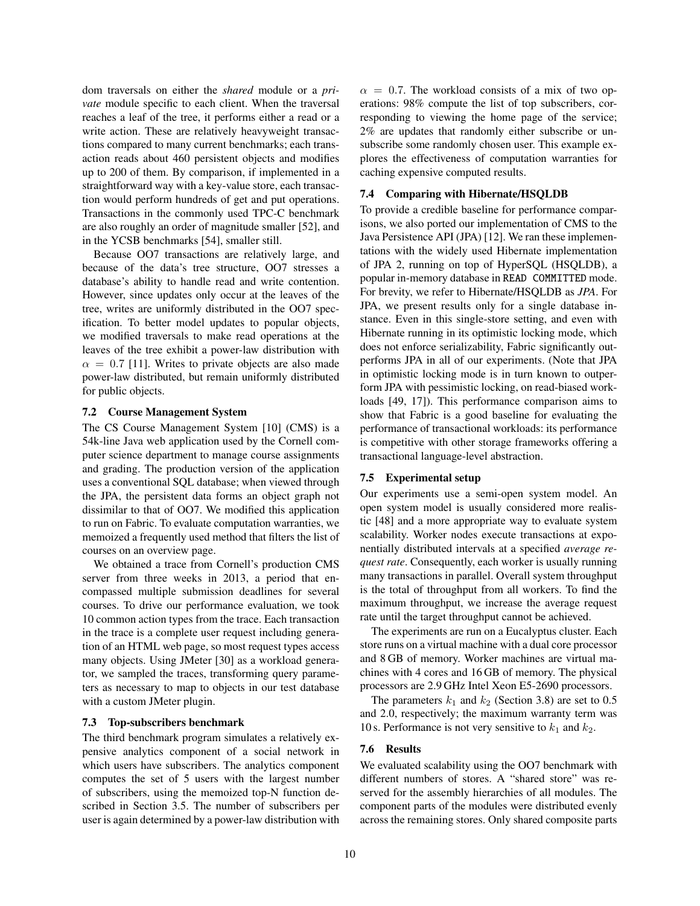dom traversals on either the *shared* module or a *private* module specific to each client. When the traversal reaches a leaf of the tree, it performs either a read or a write action. These are relatively heavyweight transactions compared to many current benchmarks; each transaction reads about 460 persistent objects and modifies up to 200 of them. By comparison, if implemented in a straightforward way with a key-value store, each transaction would perform hundreds of get and put operations. Transactions in the commonly used TPC-C benchmark are also roughly an order of magnitude smaller [52], and in the YCSB benchmarks [54], smaller still.

Because OO7 transactions are relatively large, and because of the data's tree structure, OO7 stresses a database's ability to handle read and write contention. However, since updates only occur at the leaves of the tree, writes are uniformly distributed in the OO7 specification. To better model updates to popular objects, we modified traversals to make read operations at the leaves of the tree exhibit a power-law distribution with $\alpha = 0.7$ [11]. Writes to private objects are also made power-law distributed, but remain uniformly distributed for public objects.

### 7.2 Course Management System

The CS Course Management System [10] (CMS) is a 54k-line Java web application used by the Cornell computer science department to manage course assignments and grading. The production version of the application uses a conventional SQL database; when viewed through the JPA, the persistent data forms an object graph not dissimilar to that of OO7. We modified this application to run on Fabric. To evaluate computation warranties, we memoized a frequently used method that filters the list of courses on an overview page.

We obtained a trace from Cornell's production CMS server from three weeks in 2013, a period that encompassed multiple submission deadlines for several courses. To drive our performance evaluation, we took 10 common action types from the trace. Each transaction in the trace is a complete user request including generation of an HTML web page, so most request types access many objects. Using JMeter [30] as a workload generator, we sampled the traces, transforming query parameters as necessary to map to objects in our test database with a custom JMeter plugin.

### 7.3 Top-subscribers benchmark

The third benchmark program simulates a relatively expensive analytics component of a social network in which users have subscribers. The analytics component computes the set of 5 users with the largest number of subscribers, using the memoized top-N function described in Section 3.5. The number of subscribers per user is again determined by a power-law distribution with $\alpha = 0.7$. The workload consists of a mix of two operations: 98% compute the list of top subscribers, corresponding to viewing the home page of the service; 2% are updates that randomly either subscribe or unsubscribe some randomly chosen user. This example explores the effectiveness of computation warranties for caching expensive computed results.

### 7.4 Comparing with Hibernate/HSQLDB

To provide a credible baseline for performance comparisons, we also ported our implementation of CMS to the Java Persistence API (JPA) [12]. We ran these implementations with the widely used Hibernate implementation of JPA 2, running on top of HyperSQL (HSQLDB), a popular in-memory database in `READ COMMITTED` mode. For brevity, we refer to Hibernate/HSQLDB as *JPA*. For JPA, we present results only for a single database instance. Even in this single-store setting, and even with Hibernate running in its optimistic locking mode, which does not enforce serializability, Fabric significantly outperforms JPA in all of our experiments. (Note that JPA in optimistic locking mode is in turn known to outperform JPA with pessimistic locking, on read-biased workloads [49, 17]). This performance comparison aims to show that Fabric is a good baseline for evaluating the performance of transactional workloads: its performance is competitive with other storage frameworks offering a transactional language-level abstraction.

### 7.5 Experimental setup

Our experiments use a semi-open system model. An open system model is usually considered more realistic [48] and a more appropriate way to evaluate system scalability. Worker nodes execute transactions at exponentially distributed intervals at a specified *average request rate*. Consequently, each worker is usually running many transactions in parallel. Overall system throughput is the total of throughput from all workers. To find the maximum throughput, we increase the average request rate until the target throughput cannot be achieved.

The experiments are run on a Eucalyptus cluster. Each store runs on a virtual machine with a dual core processor and 8 GB of memory. Worker machines are virtual machines with 4 cores and 16 GB of memory. The physical processors are 2.9 GHz Intel Xeon E5-2690 processors.

The parameters $k_1$ and $k_2$ (Section 3.8) are set to 0.5 and 2.0, respectively; the maximum warranty term was 10 s. Performance is not very sensitive to $k_1$ and $k_2$.

### 7.6 Results

We evaluated scalability using the OO7 benchmark with different numbers of stores. A "shared store" was reserved for the assembly hierarchies of all modules. The component parts of the modules were distributed evenly across the remaining stores. Only shared composite parts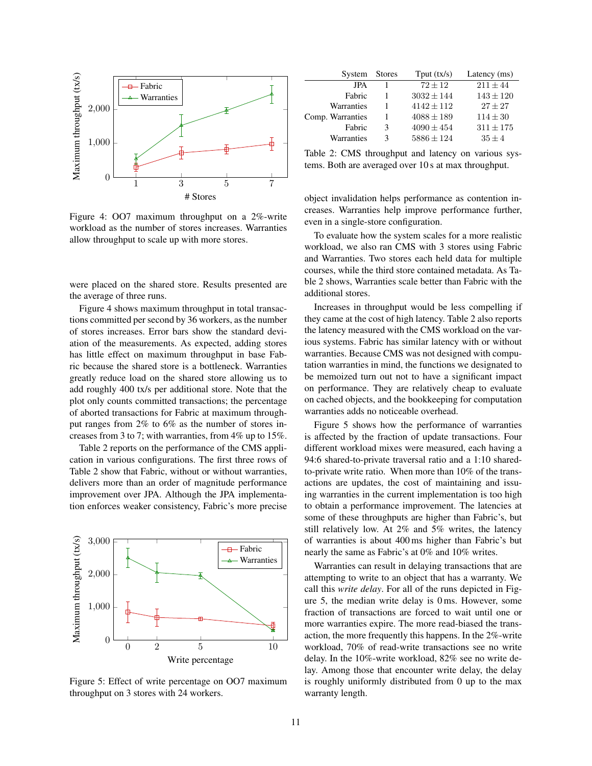Figure 4: OO7 maximum throughput on a 2%-write workload as the number of stores increases. Warranties allow throughput to scale up with more stores.

were placed on the shared store. Results presented are the average of three runs.

Figure 4 shows maximum throughput in total transactions committed per second by 36 workers, as the number of stores increases. Error bars show the standard deviation of the measurements. As expected, adding stores has little effect on maximum throughput in base Fabric because the shared store is a bottleneck. Warranties greatly reduce load on the shared store allowing us to add roughly 400 tx/s per additional store. Note that the plot only counts committed transactions; the percentage of aborted transactions for Fabric at maximum throughput ranges from 2% to 6% as the number of stores increases from 3 to 7; with warranties, from 4% up to 15%.

Table 2 reports on the performance of the CMS application in various configurations. The first three rows of Table 2 show that Fabric, without or without warranties, delivers more than an order of magnitude performance improvement over JPA. Although the JPA implementation enforces weaker consistency, Fabric's more precise object invalidation helps performance as contention increases. Warranties help improve performance further, even in a single-store configuration.

Figure 5: Effect of write percentage on OO7 maximum throughput on 3 stores with 24 workers.

| System | Stores | Tput (tx/s) | Latency (ms) |
|---|---|---|---|
| JPA | 1 | $72 \pm 12$ | $211 \pm 44$ |
| Fabric | 1 | $3032 \pm 144$ | $143 \pm 120$ |
| Warranties | 1 | $4142 \pm 112$ | $27 \pm 27$ |
| Comp. Warranties | 1 | $4088 \pm 189$ | $114 \pm 30$ |
| Fabric | 3 | $4090 \pm 454$ | $311 \pm 175$ |
| Warranties | 3 | $5886 \pm 124$ | $35 \pm 4$ |

Table 2: CMS throughput and latency on various systems. Both are averaged over 10 s at max throughput.

To evaluate how the system scales for a more realistic workload, we also ran CMS with 3 stores using Fabric and Warranties. Two stores each held data for multiple courses, while the third store contained metadata. As Table 2 shows, Warranties scale better than Fabric with the additional stores.

Increases in throughput would be less compelling if they came at the cost of high latency. Table 2 also reports the latency measured with the CMS workload on the various systems. Fabric has similar latency with or without warranties. Because CMS was not designed with computation warranties in mind, the functions we designated to be memoized turn out not to have a significant impact on performance. They are relatively cheap to evaluate on cached objects, and the bookkeeping for computation warranties adds no noticeable overhead.

Figure 5 shows how the performance of warranties is affected by the fraction of update transactions. Four different workload mixes were measured, each having a 94:6 shared-to-private traversal ratio and a 1:10 shared-to-private write ratio. When more than 10% of the transactions are updates, the cost of maintaining and issuing warranties in the current implementation is too high to obtain a performance improvement. The latencies at some of these throughputs are higher than Fabric's, but still relatively low. At 2% and 5% writes, the latency of warranties is about 400 ms higher than Fabric's but nearly the same as Fabric's at 0% and 10% writes.

Warranties can result in delaying transactions that are attempting to write to an object that has a warranty. We call this *write delay*. For all of the runs depicted in Figure 5, the median write delay is 0 ms. However, some fraction of transactions are forced to wait until one or more warranties expire. The more read-biased the transaction, the more frequently this happens. In the 2%-write workload, 70% of read-write transactions see no write delay. In the 10%-write workload, 82% see no write delay. Among those that encounter write delay, the delay is roughly uniformly distributed from 0 up to the max warranty length.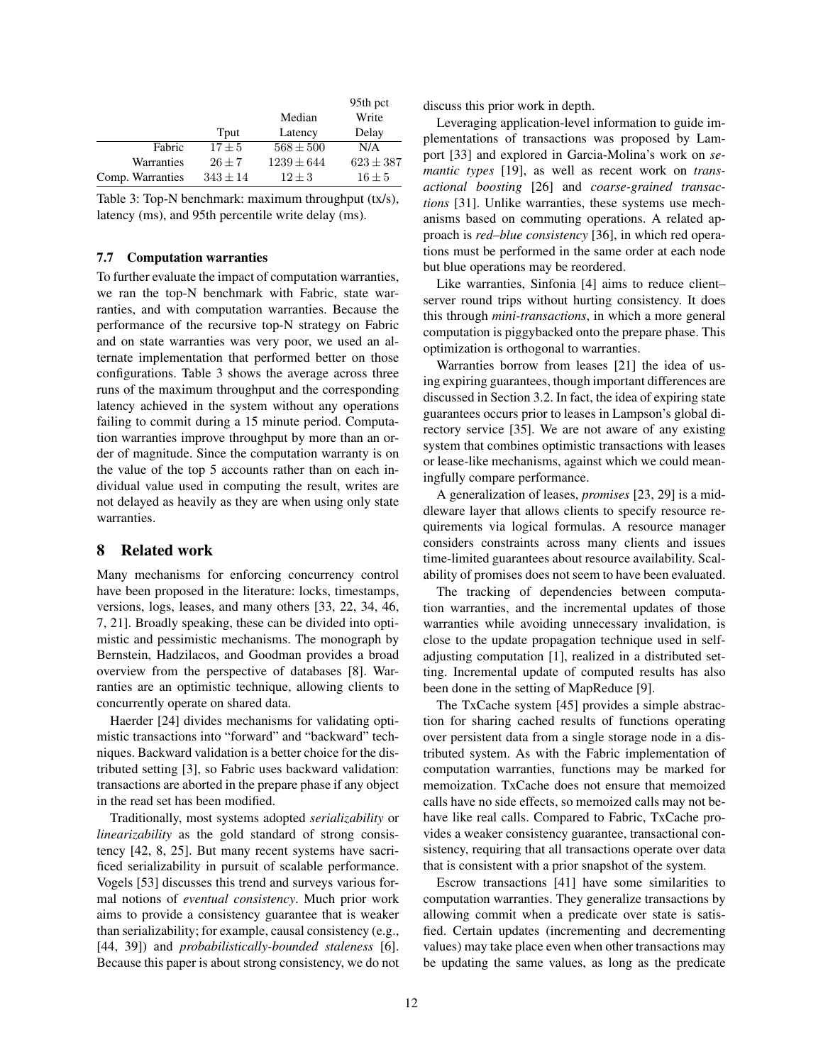|  | Tput | Median Latency | 95th pct Write Delay |
|---|---|---|---|
| Fabric | $17 \pm 5$ | $568 \pm 500$ | N/A |
| Warranties | $26 \pm 7$ | $1239 \pm 644$ | $623 \pm 387$ |
| Comp. Warranties | $343 \pm 14$ | $12 \pm 3$ | $16 \pm 5$ |

Table 3: Top-N benchmark: maximum throughput (tx/s), latency (ms), and 95th percentile write delay (ms).

### 7.7 Computation warranties

To further evaluate the impact of computation warranties, we ran the top-N benchmark with Fabric, state warranties, and with computation warranties. Because the performance of the recursive top-N strategy on Fabric and on state warranties was very poor, we used an alternate implementation that performed better on those configurations. Table 3 shows the average across three runs of the maximum throughput and the corresponding latency achieved in the system without any operations failing to commit during a 15 minute period. Computation warranties improve throughput by more than an order of magnitude. Since the computation warranty is on the value of the top 5 accounts rather than on each individual value used in computing the result, writes are not delayed as heavily as they are when using only state warranties.

## 8 Related work

Many mechanisms for enforcing concurrency control have been proposed in the literature: locks, timestamps, versions, logs, leases, and many others [33, 22, 34, 46, 7, 21]. Broadly speaking, these can be divided into optimistic and pessimistic mechanisms. The monograph by Bernstein, Hadzilacos, and Goodman provides a broad overview from the perspective of databases [8]. Warranties are an optimistic technique, allowing clients to concurrently operate on shared data.

Haerder [24] divides mechanisms for validating optimistic transactions into "forward" and "backward" techniques. Backward validation is a better choice for the distributed setting [3], so Fabric uses backward validation: transactions are aborted in the prepare phase if any object in the read set has been modified.

Traditionally, most systems adopted *serializability* or *linearizability* as the gold standard of strong consistency [42, 8, 25]. But many recent systems have sacrificed serializability in pursuit of scalable performance. Vogels [53] discusses this trend and surveys various formal notions of *eventual consistency*. Much prior work aims to provide a consistency guarantee that is weaker than serializability; for example, causal consistency (e.g., [44, 39]) and *probabilistically-bounded staleness* [6]. Because this paper is about strong consistency, we do not discuss this prior work in depth.

Leveraging application-level information to guide implementations of transactions was proposed by Lamport [33] and explored in Garcia-Molina's work on *semantic types* [19], as well as recent work on *transactional boosting* [26] and *coarse-grained transactions* [31]. Unlike warranties, these systems use mechanisms based on commuting operations. A related approach is *red–blue consistency* [36], in which red operations must be performed in the same order at each node but blue operations may be reordered.

Like warranties, Sinfonia [4] aims to reduce client–server round trips without hurting consistency. It does this through *mini-transactions*, in which a more general computation is piggybacked onto the prepare phase. This optimization is orthogonal to warranties.

Warranties borrow from leases [21] the idea of using expiring guarantees, though important differences are discussed in Section 3.2. In fact, the idea of expiring state guarantees occurs prior to leases in Lampson's global directory service [35]. We are not aware of any existing system that combines optimistic transactions with leases or lease-like mechanisms, against which we could meaningfully compare performance.

A generalization of leases, *promises* [23, 29] is a middleware layer that allows clients to specify resource requirements via logical formulas. A resource manager considers constraints across many clients and issues time-limited guarantees about resource availability. Scalability of promises does not seem to have been evaluated.

The tracking of dependencies between computation warranties, and the incremental updates of those warranties while avoiding unnecessary invalidation, is close to the update propagation technique used in self-adjusting computation [1], realized in a distributed setting. Incremental update of computed results has also been done in the setting of MapReduce [9].

The TxCache system [45] provides a simple abstraction for sharing cached results of functions operating over persistent data from a single storage node in a distributed system. As with the Fabric implementation of computation warranties, functions may be marked for memoization. TxCache does not ensure that memoized calls have no side effects, so memoized calls may not behave like real calls. Compared to Fabric, TxCache provides a weaker consistency guarantee, transactional consistency, requiring that all transactions operate over data that is consistent with a prior snapshot of the system.

Escrow transactions [41] have some similarities to computation warranties. They generalize transactions by allowing commit when a predicate over state is satisfied. Certain updates (incrementing and decrementing values) may take place even when other transactions may be updating the same values, as long as the predicate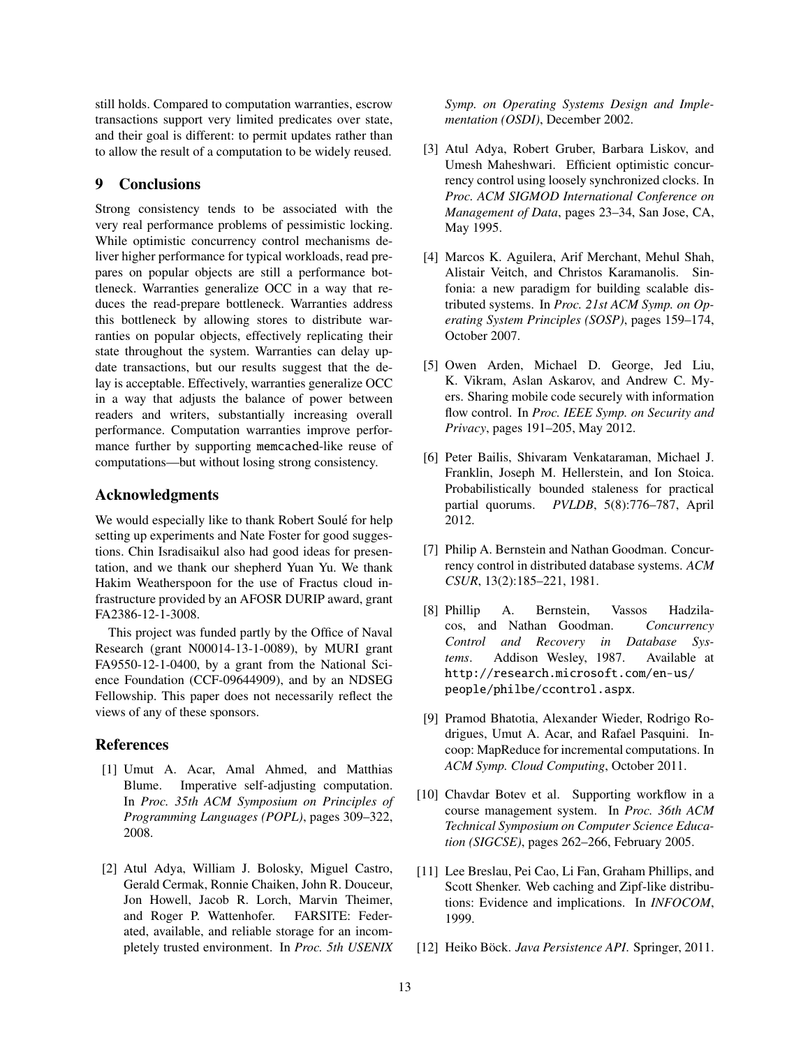still holds. Compared to computation warranties, escrow transactions support very limited predicates over state, and their goal is different: to permit updates rather than to allow the result of a computation to be widely reused.

## 9 Conclusions

Strong consistency tends to be associated with the very real performance problems of pessimistic locking. While optimistic concurrency control mechanisms deliver higher performance for typical workloads, read prepares on popular objects are still a performance bottleneck. Warranties generalize OCC in a way that reduces the read-prepare bottleneck. Warranties address this bottleneck by allowing stores to distribute warranties on popular objects, effectively replicating their state throughout the system. Warranties can delay update transactions, but our results suggest that the delay is acceptable. Effectively, warranties generalize OCC in a way that adjusts the balance of power between readers and writers, substantially increasing overall performance. Computation warranties improve performance further by supporting memcached-like reuse of computations—but without losing strong consistency.

## Acknowledgments

We would especially like to thank Robert Soulé for help setting up experiments and Nate Foster for good suggestions. Chin Isradisaikul also had good ideas for presentation, and we thank our shepherd Yuan Yu. We thank Hakim Weatherspoon for the use of Fractus cloud infrastructure provided by an AFOSR DURIP award, grant FA2386-12-1-3008.

This project was funded partly by the Office of Naval Research (grant N00014-13-1-0089), by MURI grant FA9550-12-1-0400, by a grant from the National Science Foundation (CCF-09644909), and by an NDSEG Fellowship. This paper does not necessarily reflect the views of any of these sponsors.

## References

[1] Umut A. Acar, Amal Ahmed, and Matthias Blume. Imperative self-adjusting computation. In *Proc. 35th ACM Symposium on Principles of Programming Languages (POPL)*, pages 309–322, 2008.

[2] Atul Adya, William J. Bolosky, Miguel Castro, Gerald Cermak, Ronnie Chaiken, John R. Douceur, Jon Howell, Jacob R. Lorch, Marvin Theimer, and Roger P. Wattenhofer. FARSITE: Federated, available, and reliable storage for an incompletely trusted environment. In *Proc. 5th USENIX Symp. on Operating Systems Design and Implementation (OSDI)*, December 2002.

[3] Atul Adya, Robert Gruber, Barbara Liskov, and Umesh Maheshwari. Efficient optimistic concurrency control using loosely synchronized clocks. In *Proc. ACM SIGMOD International Conference on Management of Data*, pages 23–34, San Jose, CA, May 1995.

[4] Marcos K. Aguilera, Arif Merchant, Mehul Shah, Alistair Veitch, and Christos Karamanolis. Sinfonia: a new paradigm for building scalable distributed systems. In *Proc. 21st ACM Symp. on Operating System Principles (SOSP)*, pages 159–174, October 2007.

[5] Owen Arden, Michael D. George, Jed Liu, K. Vikram, Aslan Askarov, and Andrew C. Myers. Sharing mobile code securely with information flow control. In *Proc. IEEE Symp. on Security and Privacy*, pages 191–205, May 2012.

[6] Peter Bailis, Shivaram Venkataraman, Michael J. Franklin, Joseph M. Hellerstein, and Ion Stoica. Probabilistically bounded staleness for practical partial quorums. *PVLDB*, 5(8):776–787, April 2012.

[7] Philip A. Bernstein and Nathan Goodman. Concurrency control in distributed database systems. *ACM CSUR*, 13(2):185–221, 1981.

[8] Phillip A. Bernstein, Vassos Hadzilacos, and Nathan Goodman. *Concurrency Control and Recovery in Database Systems*. Addison Wesley, 1987. Available at http://research.microsoft.com/en-us/people/philbe/ccontrol.aspx.

[9] Pramod Bhatotia, Alexander Wieder, Rodrigo Rodrigues, Umut A. Acar, and Rafael Pasquini. Incoop: MapReduce for incremental computations. In *ACM Symp. Cloud Computing*, October 2011.

[10] Chavdar Botev et al. Supporting workflow in a course management system. In *Proc. 36th ACM Technical Symposium on Computer Science Education (SIGCSE)*, pages 262–266, February 2005.

[11] Lee Breslau, Pei Cao, Li Fan, Graham Phillips, and Scott Shenker. Web caching and Zipf-like distributions: Evidence and implications. In *INFOCOM*, 1999.

[12] Heiko Böck. *Java Persistence API*. Springer, 2011.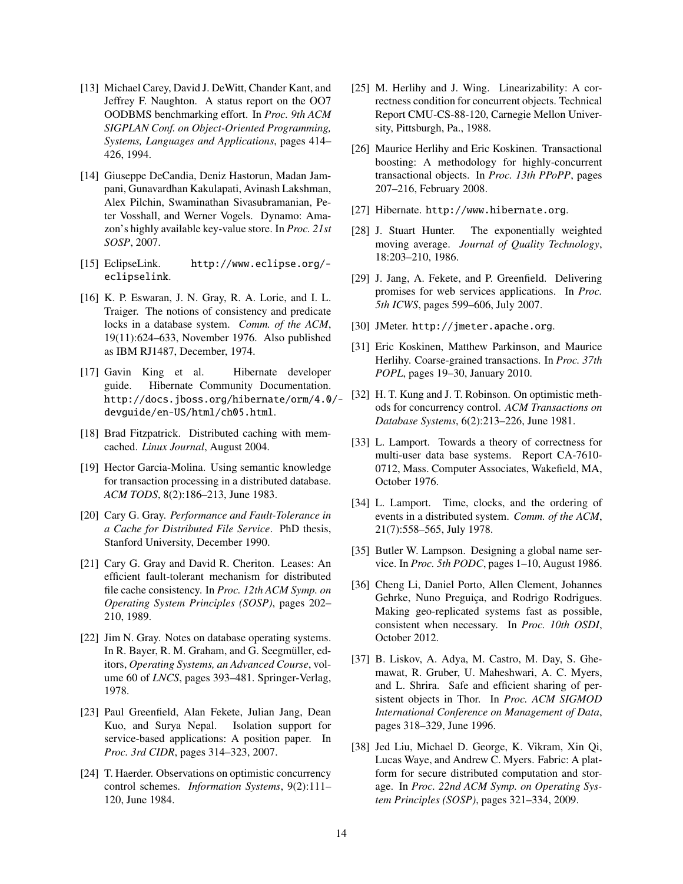[13] Michael Carey, David J. DeWitt, Chander Kant, and Jeffrey F. Naughton. A status report on the OO7 OODBMS benchmarking effort. In *Proc. 9th ACM SIGPLAN Conf. on Object-Oriented Programming, Systems, Languages and Applications*, pages 414–426, 1994.

[14] Giuseppe DeCandia, Deniz Hastorun, Madan Jampani, Gunavardhan Kakulapati, Avinash Lakshman, Alex Pilchin, Swaminathan Sivasubramanian, Peter Vosshall, and Werner Vogels. Dynamo: Amazon's highly available key-value store. In *Proc. 21st SOSP*, 2007.

[15] EclipseLink. `http://www.eclipse.org/eclipselink`.

[16] K. P. Eswaran, J. N. Gray, R. A. Lorie, and I. L. Traiger. The notions of consistency and predicate locks in a database system. *Comm. of the ACM*, 19(11):624–633, November 1976. Also published as IBM RJ1487, December, 1974.

[17] Gavin King et al. Hibernate developer guide. Hibernate Community Documentation. `http://docs.jboss.org/hibernate/orm/4.0/devguide/en-US/html/ch05.html`.

[18] Brad Fitzpatrick. Distributed caching with memcached. *Linux Journal*, August 2004.

[19] Hector Garcia-Molina. Using semantic knowledge for transaction processing in a distributed database. *ACM TODS*, 8(2):186–213, June 1983.

[20] Cary G. Gray. *Performance and Fault-Tolerance in a Cache for Distributed File Service*. PhD thesis, Stanford University, December 1990.

[21] Cary G. Gray and David R. Cheriton. Leases: An efficient fault-tolerant mechanism for distributed file cache consistency. In *Proc. 12th ACM Symp. on Operating System Principles (SOSP)*, pages 202–210, 1989.

[22] Jim N. Gray. Notes on database operating systems. In R. Bayer, R. M. Graham, and G. Seegmüller, editors, *Operating Systems, an Advanced Course*, volume 60 of *LNCS*, pages 393–481. Springer-Verlag, 1978.

[23] Paul Greenfield, Alan Fekete, Julian Jang, Dean Kuo, and Surya Nepal. Isolation support for service-based applications: A position paper. In *Proc. 3rd CIDR*, pages 314–323, 2007.

[24] T. Haerder. Observations on optimistic concurrency control schemes. *Information Systems*, 9(2):111–120, June 1984.

[25] M. Herlihy and J. Wing. Linearizability: A correctness condition for concurrent objects. Technical Report CMU-CS-88-120, Carnegie Mellon University, Pittsburgh, Pa., 1988.

[26] Maurice Herlihy and Eric Koskinen. Transactional boosting: A methodology for highly-concurrent transactional objects. In *Proc. 13th PPoPP*, pages 207–216, February 2008.

[27] Hibernate. `http://www.hibernate.org`.

[28] J. Stuart Hunter. The exponentially weighted moving average. *Journal of Quality Technology*, 18:203–210, 1986.

[29] J. Jang, A. Fekete, and P. Greenfield. Delivering promises for web services applications. In *Proc. 5th ICWS*, pages 599–606, July 2007.

[30] JMeter. `http://jmeter.apache.org`.

[31] Eric Koskinen, Matthew Parkinson, and Maurice Herlihy. Coarse-grained transactions. In *Proc. 37th POPL*, pages 19–30, January 2010.

[32] H. T. Kung and J. T. Robinson. On optimistic methods for concurrency control. *ACM Transactions on Database Systems*, 6(2):213–226, June 1981.

[33] L. Lamport. Towards a theory of correctness for multi-user data base systems. Report CA-7610-0712, Mass. Computer Associates, Wakefield, MA, October 1976.

[34] L. Lamport. Time, clocks, and the ordering of events in a distributed system. *Comm. of the ACM*, 21(7):558–565, July 1978.

[35] Butler W. Lampson. Designing a global name service. In *Proc. 5th PODC*, pages 1–10, August 1986.

[36] Cheng Li, Daniel Porto, Allen Clement, Johannes Gehrke, Nuno Preguiça, and Rodrigo Rodrigues. Making geo-replicated systems fast as possible, consistent when necessary. In *Proc. 10th OSDI*, October 2012.

[37] B. Liskov, A. Adya, M. Castro, M. Day, S. Ghemawat, R. Gruber, U. Maheshwari, A. C. Myers, and L. Shrira. Safe and efficient sharing of persistent objects in Thor. In *Proc. ACM SIGMOD International Conference on Management of Data*, pages 318–329, June 1996.

[38] Jed Liu, Michael D. George, K. Vikram, Xin Qi, Lucas Waye, and Andrew C. Myers. Fabric: A platform for secure distributed computation and storage. In *Proc. 22nd ACM Symp. on Operating System Principles (SOSP)*, pages 321–334, 2009.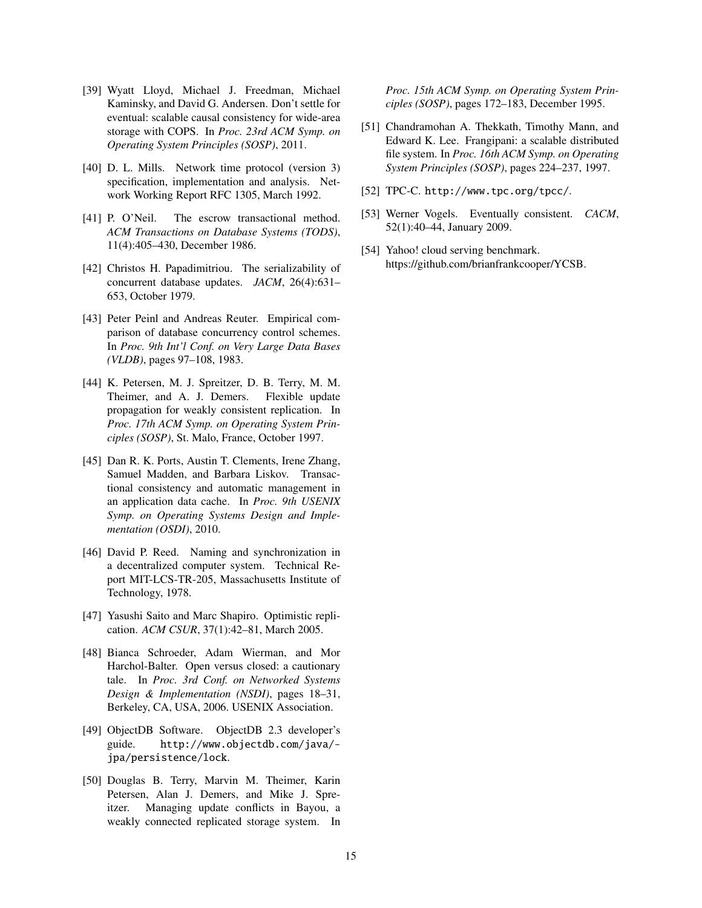[39] Wyatt Lloyd, Michael J. Freedman, Michael Kaminsky, and David G. Andersen. Don't settle for eventual: scalable causal consistency for wide-area storage with COPS. In *Proc. 23rd ACM Symp. on Operating System Principles (SOSP)*, 2011.

[40] D. L. Mills. Network time protocol (version 3) specification, implementation and analysis. Network Working Report RFC 1305, March 1992.

[41] P. O'Neil. The escrow transactional method. *ACM Transactions on Database Systems (TODS)*, 11(4):405–430, December 1986.

[42] Christos H. Papadimitriou. The serializability of concurrent database updates. *JACM*, 26(4):631–653, October 1979.

[43] Peter Peinl and Andreas Reuter. Empirical comparison of database concurrency control schemes. In *Proc. 9th Int'l Conf. on Very Large Data Bases (VLDB)*, pages 97–108, 1983.

[44] K. Petersen, M. J. Spreitzer, D. B. Terry, M. M. Theimer, and A. J. Demers. Flexible update propagation for weakly consistent replication. In *Proc. 17th ACM Symp. on Operating System Principles (SOSP)*, St. Malo, France, October 1997.

[45] Dan R. K. Ports, Austin T. Clements, Irene Zhang, Samuel Madden, and Barbara Liskov. Transactional consistency and automatic management in an application data cache. In *Proc. 9th USENIX Symp. on Operating Systems Design and Implementation (OSDI)*, 2010.

[46] David P. Reed. Naming and synchronization in a decentralized computer system. Technical Report MIT-LCS-TR-205, Massachusetts Institute of Technology, 1978.

[47] Yasushi Saito and Marc Shapiro. Optimistic replication. *ACM CSUR*, 37(1):42–81, March 2005.

[48] Bianca Schroeder, Adam Wierman, and Mor Harchol-Balter. Open versus closed: a cautionary tale. In *Proc. 3rd Conf. on Networked Systems Design & Implementation (NSDI)*, pages 18–31, Berkeley, CA, USA, 2006. USENIX Association.

[49] ObjectDB Software. ObjectDB 2.3 developer's guide. `http://www.objectdb.com/java/-jpa/persistence/lock`.

[50] Douglas B. Terry, Marvin M. Theimer, Karin Petersen, Alan J. Demers, and Mike J. Spreitzer. Managing update conflicts in Bayou, a weakly connected replicated storage system. In *Proc. 15th ACM Symp. on Operating System Principles (SOSP)*, pages 172–183, December 1995.

[51] Chandramohan A. Thekkath, Timothy Mann, and Edward K. Lee. Frangipani: a scalable distributed file system. In *Proc. 16th ACM Symp. on Operating System Principles (SOSP)*, pages 224–237, 1997.

[52] TPC-C. `http://www.tpc.org/tpcc/`.

[53] Werner Vogels. Eventually consistent. *CACM*, 52(1):40–44, January 2009.

[54] Yahoo! cloud serving benchmark. https://github.com/brianfrankcooper/YCSB.